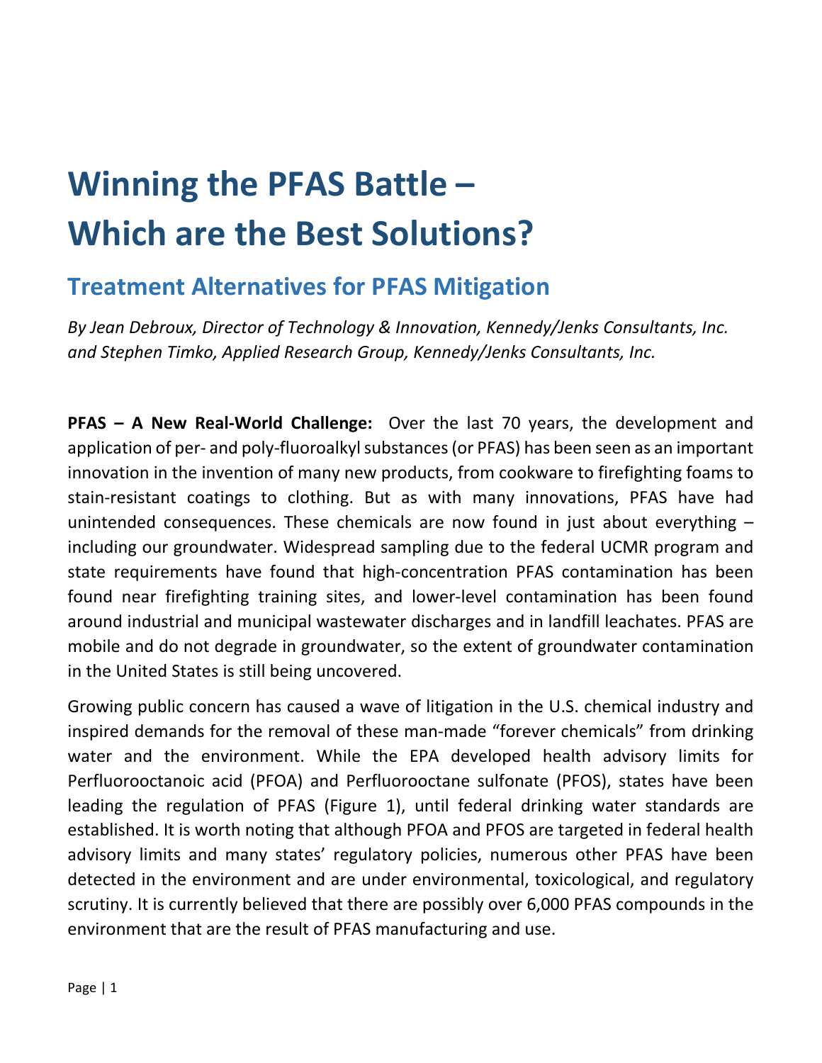# Winning the PFAS Battle – Which are the Best Solutions?

## Treatment Alternatives for PFAS Mitigation

*By Jean Debroux, Director of Technology & Innovation, Kennedy/Jenks Consultants, Inc. and Stephen Timko, Applied Research Group, Kennedy/Jenks Consultants, Inc.*

**PFAS – A New Real-World Challenge:** Over the last 70 years, the development and application of per- and poly-fluoroalkyl substances (or PFAS) has been seen as an important innovation in the invention of many new products, from cookware to firefighting foams to stain-resistant coatings to clothing. But as with many innovations, PFAS have had unintended consequences. These chemicals are now found in just about everything – including our groundwater. Widespread sampling due to the federal UCMR program and state requirements have found that high-concentration PFAS contamination has been found near firefighting training sites, and lower-level contamination has been found around industrial and municipal wastewater discharges and in landfill leachates. PFAS are mobile and do not degrade in groundwater, so the extent of groundwater contamination in the United States is still being uncovered.

Growing public concern has caused a wave of litigation in the U.S. chemical industry and inspired demands for the removal of these man-made "forever chemicals" from drinking water and the environment. While the EPA developed health advisory limits for Perfluorooctanoic acid (PFOA) and Perfluorooctane sulfonate (PFOS), states have been leading the regulation of PFAS (Figure 1), until federal drinking water standards are established. It is worth noting that although PFOA and PFOS are targeted in federal health advisory limits and many states' regulatory policies, numerous other PFAS have been detected in the environment and are under environmental, toxicological, and regulatory scrutiny. It is currently believed that there are possibly over 6,000 PFAS compounds in the environment that are the result of PFAS manufacturing and use.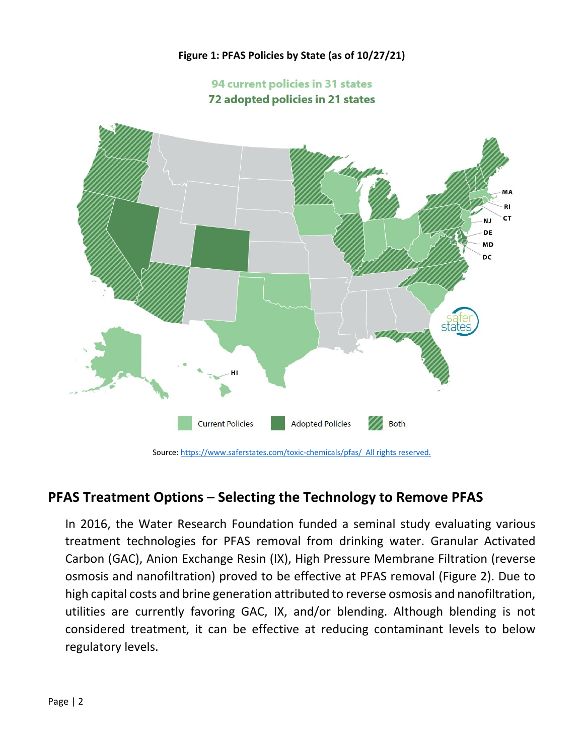**Figure 1: PFAS Policies by State (as of 10/27/21)**

94 current policies in 31 states
72 adopted policies in 21 states

Current Policies | Adopted Policies | Both

Source: https://www.saferstates.com/toxic-chemicals/pfas/ All rights reserved.

## PFAS Treatment Options – Selecting the Technology to Remove PFAS

In 2016, the Water Research Foundation funded a seminal study evaluating various treatment technologies for PFAS removal from drinking water. Granular Activated Carbon (GAC), Anion Exchange Resin (IX), High Pressure Membrane Filtration (reverse osmosis and nanofiltration) proved to be effective at PFAS removal (Figure 2). Due to high capital costs and brine generation attributed to reverse osmosis and nanofiltration, utilities are currently favoring GAC, IX, and/or blending. Although blending is not considered treatment, it can be effective at reducing contaminant levels to below regulatory levels.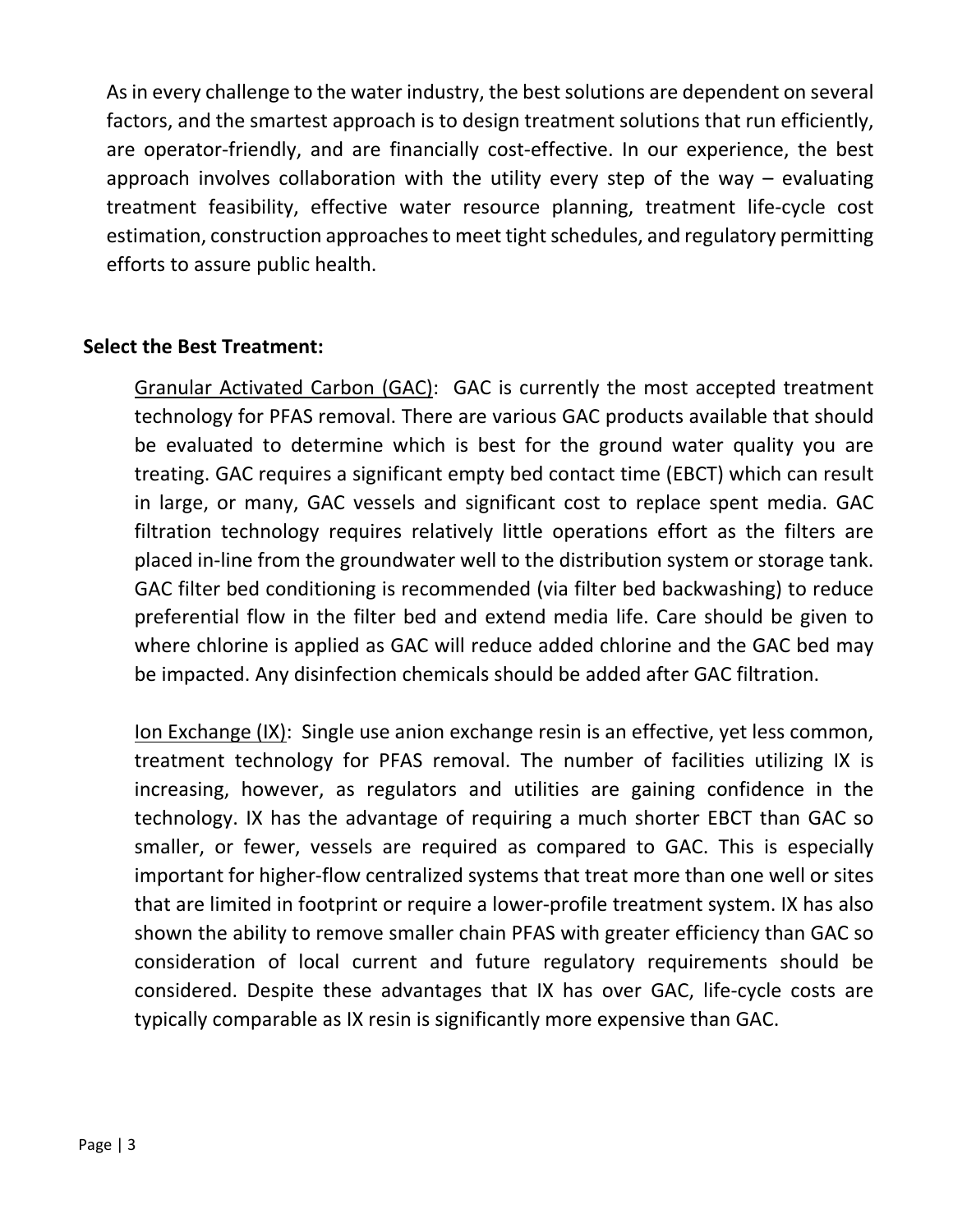As in every challenge to the water industry, the best solutions are dependent on several factors, and the smartest approach is to design treatment solutions that run efficiently, are operator-friendly, and are financially cost-effective. In our experience, the best approach involves collaboration with the utility every step of the way – evaluating treatment feasibility, effective water resource planning, treatment life-cycle cost estimation, construction approaches to meet tight schedules, and regulatory permitting efforts to assure public health.

**Select the Best Treatment:**

Granular Activated Carbon (GAC): GAC is currently the most accepted treatment technology for PFAS removal. There are various GAC products available that should be evaluated to determine which is best for the ground water quality you are treating. GAC requires a significant empty bed contact time (EBCT) which can result in large, or many, GAC vessels and significant cost to replace spent media. GAC filtration technology requires relatively little operations effort as the filters are placed in-line from the groundwater well to the distribution system or storage tank. GAC filter bed conditioning is recommended (via filter bed backwashing) to reduce preferential flow in the filter bed and extend media life. Care should be given to where chlorine is applied as GAC will reduce added chlorine and the GAC bed may be impacted. Any disinfection chemicals should be added after GAC filtration.

Ion Exchange (IX): Single use anion exchange resin is an effective, yet less common, treatment technology for PFAS removal. The number of facilities utilizing IX is increasing, however, as regulators and utilities are gaining confidence in the technology. IX has the advantage of requiring a much shorter EBCT than GAC so smaller, or fewer, vessels are required as compared to GAC. This is especially important for higher-flow centralized systems that treat more than one well or sites that are limited in footprint or require a lower-profile treatment system. IX has also shown the ability to remove smaller chain PFAS with greater efficiency than GAC so consideration of local current and future regulatory requirements should be considered. Despite these advantages that IX has over GAC, life-cycle costs are typically comparable as IX resin is significantly more expensive than GAC.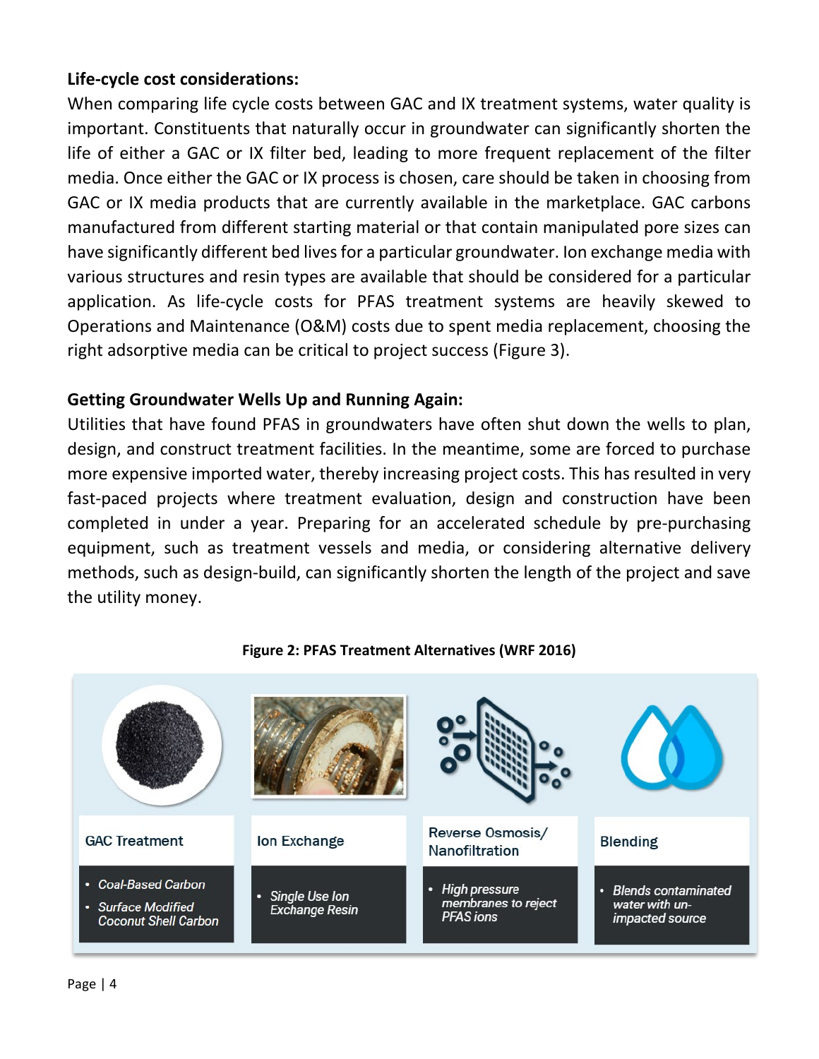**Life-cycle cost considerations:**

When comparing life cycle costs between GAC and IX treatment systems, water quality is important. Constituents that naturally occur in groundwater can significantly shorten the life of either a GAC or IX filter bed, leading to more frequent replacement of the filter media. Once either the GAC or IX process is chosen, care should be taken in choosing from GAC or IX media products that are currently available in the marketplace. GAC carbons manufactured from different starting material or that contain manipulated pore sizes can have significantly different bed lives for a particular groundwater. Ion exchange media with various structures and resin types are available that should be considered for a particular application. As life-cycle costs for PFAS treatment systems are heavily skewed to Operations and Maintenance (O&M) costs due to spent media replacement, choosing the right adsorptive media can be critical to project success (Figure 3).

**Getting Groundwater Wells Up and Running Again:**

Utilities that have found PFAS in groundwaters have often shut down the wells to plan, design, and construct treatment facilities. In the meantime, some are forced to purchase more expensive imported water, thereby increasing project costs. This has resulted in very fast-paced projects where treatment evaluation, design and construction have been completed in under a year. Preparing for an accelerated schedule by pre-purchasing equipment, such as treatment vessels and media, or considering alternative delivery methods, such as design-build, can significantly shorten the length of the project and save the utility money.

**Figure 2: PFAS Treatment Alternatives (WRF 2016)**

| GAC Treatment | Ion Exchange | Reverse Osmosis/ Nanofiltration | Blending |
| --- | --- | --- | --- |
| • *Coal-Based Carbon* • *Surface Modified Coconut Shell Carbon* | • *Single Use Ion Exchange Resin* | • *High pressure membranes to reject PFAS ions* | • *Blends contaminated water with un-impacted source* |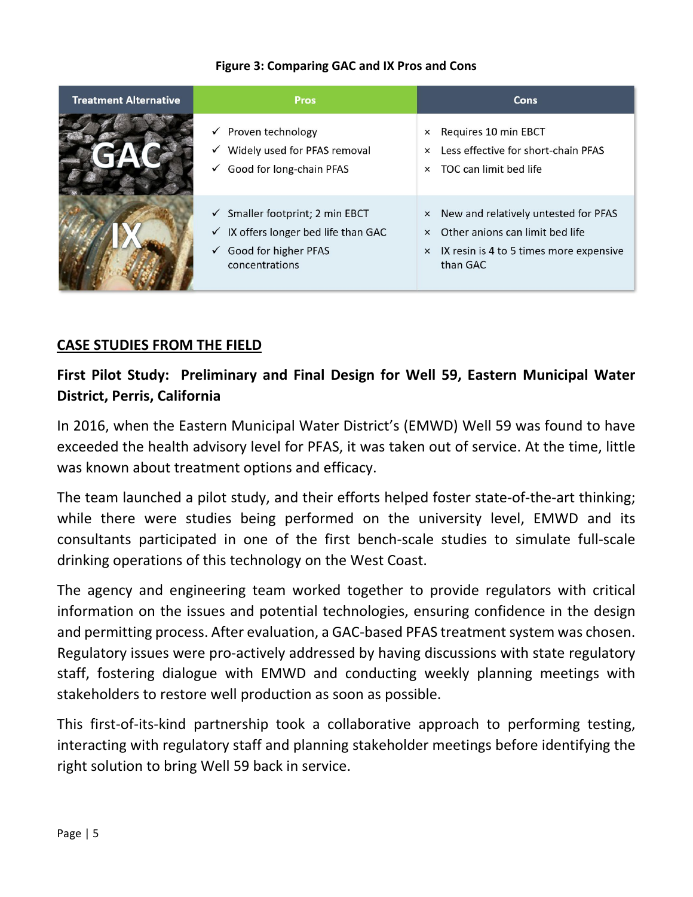**Figure 3: Comparing GAC and IX Pros and Cons**

| Treatment Alternative | Pros | Cons |
| --- | --- | --- |
| GAC | ✓ Proven technology<br>✓ Widely used for PFAS removal<br>✓ Good for long-chain PFAS | × Requires 10 min EBCT<br>× Less effective for short-chain PFAS<br>× TOC can limit bed life |
| IX | ✓ Smaller footprint; 2 min EBCT<br>✓ IX offers longer bed life than GAC<br>✓ Good for higher PFAS concentrations | × New and relatively untested for PFAS<br>× Other anions can limit bed life<br>× IX resin is 4 to 5 times more expensive than GAC |

## CASE STUDIES FROM THE FIELD

### First Pilot Study: Preliminary and Final Design for Well 59, Eastern Municipal Water District, Perris, California

In 2016, when the Eastern Municipal Water District's (EMWD) Well 59 was found to have exceeded the health advisory level for PFAS, it was taken out of service. At the time, little was known about treatment options and efficacy.

The team launched a pilot study, and their efforts helped foster state-of-the-art thinking; while there were studies being performed on the university level, EMWD and its consultants participated in one of the first bench-scale studies to simulate full-scale drinking operations of this technology on the West Coast.

The agency and engineering team worked together to provide regulators with critical information on the issues and potential technologies, ensuring confidence in the design and permitting process. After evaluation, a GAC-based PFAS treatment system was chosen. Regulatory issues were pro-actively addressed by having discussions with state regulatory staff, fostering dialogue with EMWD and conducting weekly planning meetings with stakeholders to restore well production as soon as possible.

This first-of-its-kind partnership took a collaborative approach to performing testing, interacting with regulatory staff and planning stakeholder meetings before identifying the right solution to bring Well 59 back in service.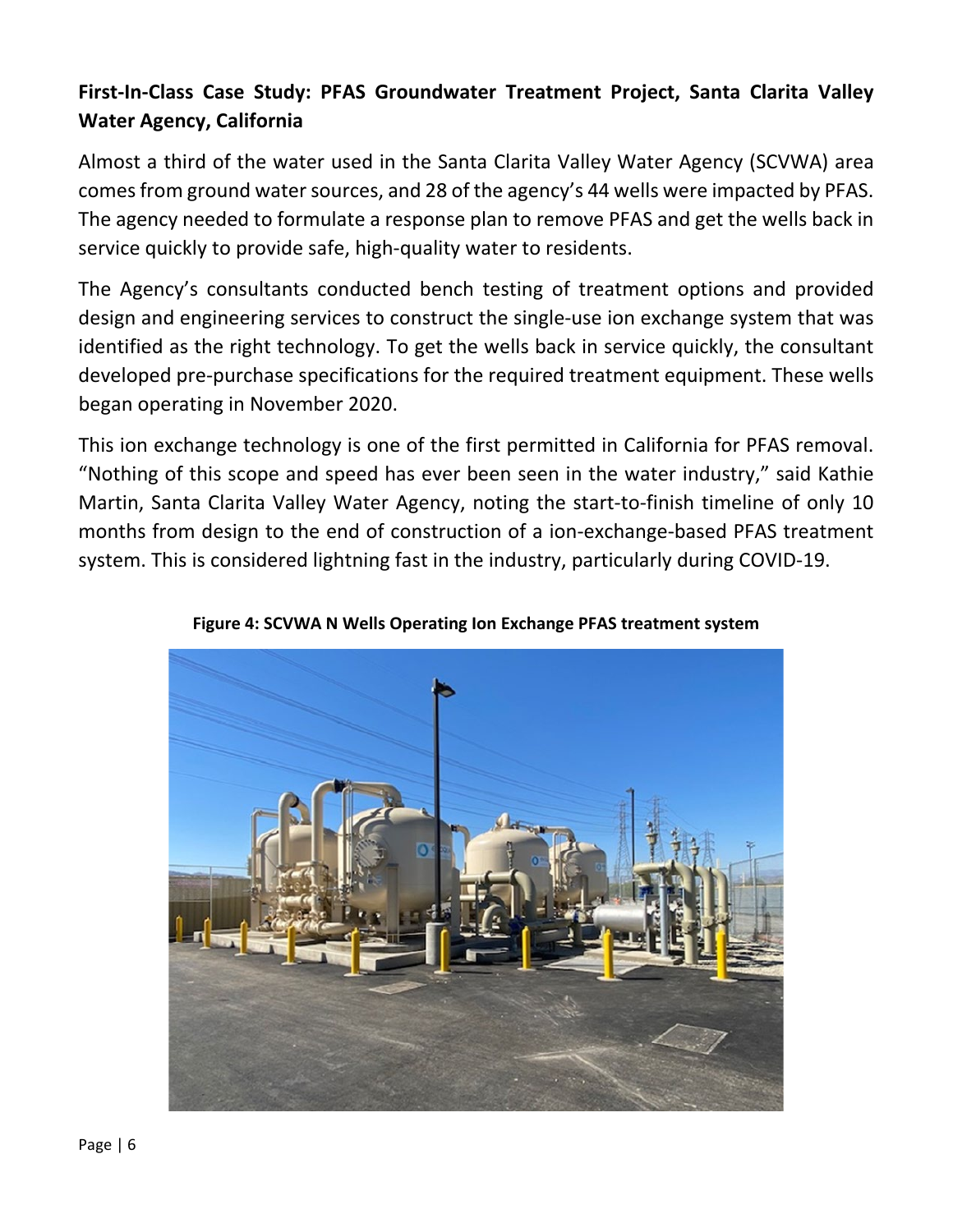**First-In-Class Case Study: PFAS Groundwater Treatment Project, Santa Clarita Valley Water Agency, California**

Almost a third of the water used in the Santa Clarita Valley Water Agency (SCVWA) area comes from ground water sources, and 28 of the agency's 44 wells were impacted by PFAS. The agency needed to formulate a response plan to remove PFAS and get the wells back in service quickly to provide safe, high-quality water to residents.

The Agency's consultants conducted bench testing of treatment options and provided design and engineering services to construct the single-use ion exchange system that was identified as the right technology. To get the wells back in service quickly, the consultant developed pre-purchase specifications for the required treatment equipment. These wells began operating in November 2020.

This ion exchange technology is one of the first permitted in California for PFAS removal. "Nothing of this scope and speed has ever been seen in the water industry," said Kathie Martin, Santa Clarita Valley Water Agency, noting the start-to-finish timeline of only 10 months from design to the end of construction of a ion-exchange-based PFAS treatment system. This is considered lightning fast in the industry, particularly during COVID-19.

**Figure 4: SCVWA N Wells Operating Ion Exchange PFAS treatment system**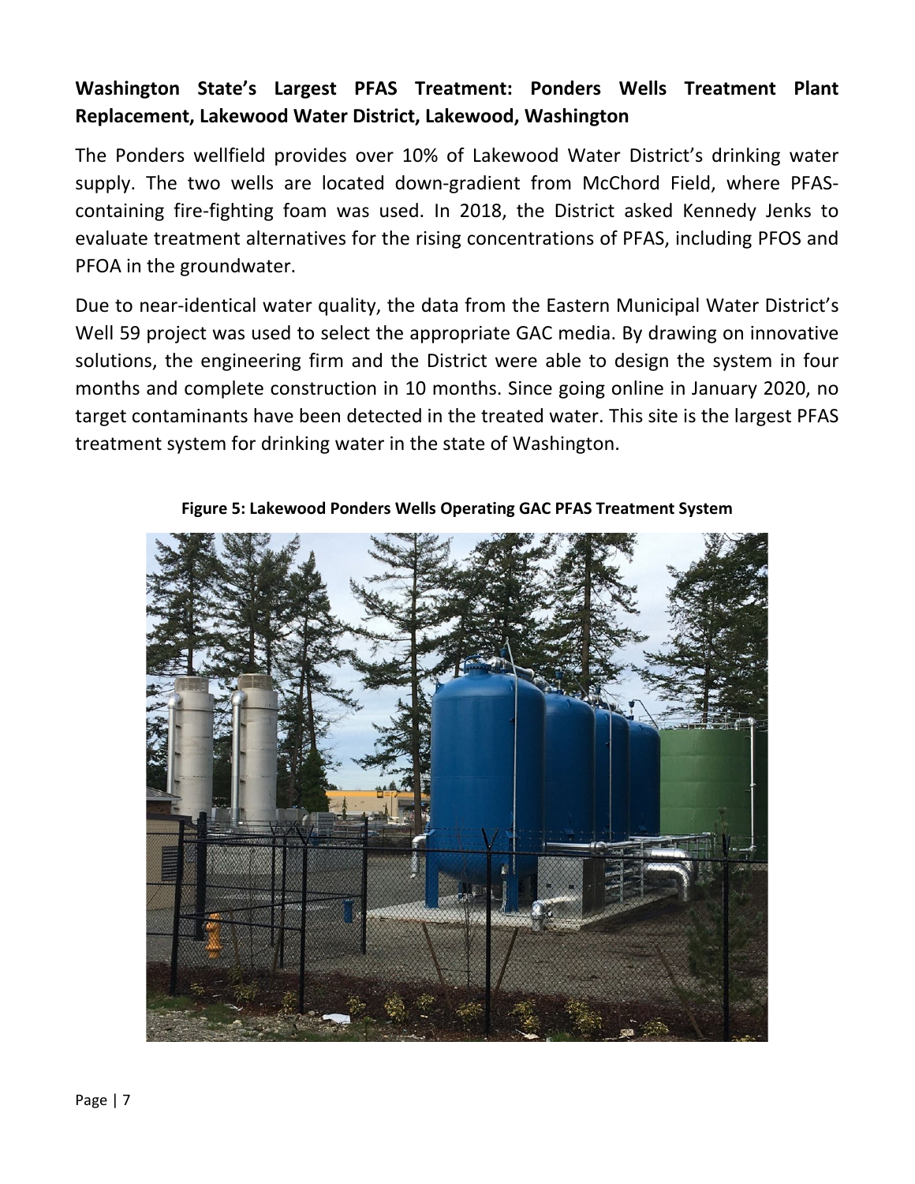**Washington State's Largest PFAS Treatment: Ponders Wells Treatment Plant Replacement, Lakewood Water District, Lakewood, Washington**

The Ponders wellfield provides over 10% of Lakewood Water District's drinking water supply. The two wells are located down-gradient from McChord Field, where PFAS-containing fire-fighting foam was used. In 2018, the District asked Kennedy Jenks to evaluate treatment alternatives for the rising concentrations of PFAS, including PFOS and PFOA in the groundwater.

Due to near-identical water quality, the data from the Eastern Municipal Water District's Well 59 project was used to select the appropriate GAC media. By drawing on innovative solutions, the engineering firm and the District were able to design the system in four months and complete construction in 10 months. Since going online in January 2020, no target contaminants have been detected in the treated water. This site is the largest PFAS treatment system for drinking water in the state of Washington.

**Figure 5: Lakewood Ponders Wells Operating GAC PFAS Treatment System**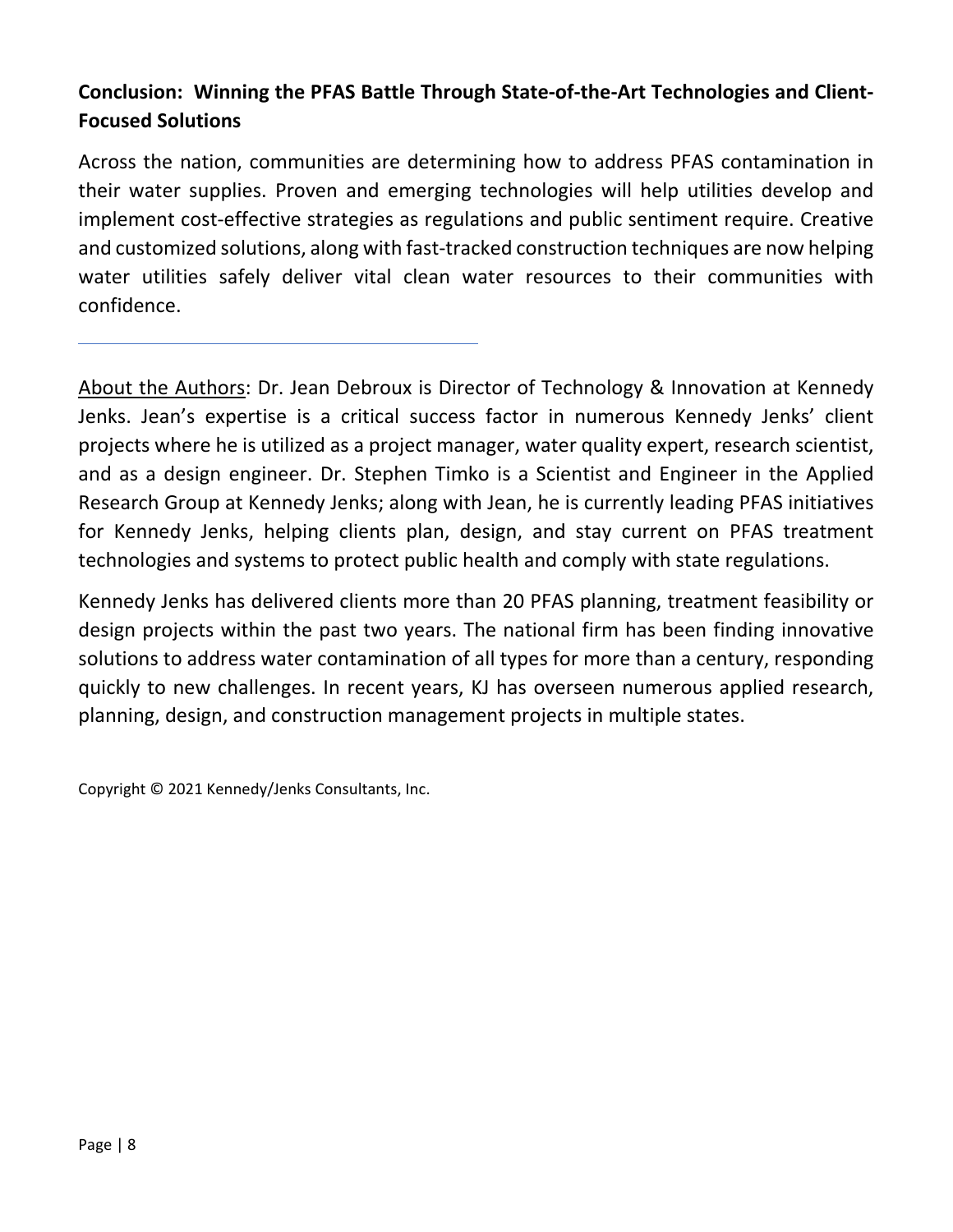**Conclusion: Winning the PFAS Battle Through State-of-the-Art Technologies and Client-Focused Solutions**

Across the nation, communities are determining how to address PFAS contamination in their water supplies. Proven and emerging technologies will help utilities develop and implement cost-effective strategies as regulations and public sentiment require. Creative and customized solutions, along with fast-tracked construction techniques are now helping water utilities safely deliver vital clean water resources to their communities with confidence.

---

About the Authors: Dr. Jean Debroux is Director of Technology & Innovation at Kennedy Jenks. Jean's expertise is a critical success factor in numerous Kennedy Jenks' client projects where he is utilized as a project manager, water quality expert, research scientist, and as a design engineer. Dr. Stephen Timko is a Scientist and Engineer in the Applied Research Group at Kennedy Jenks; along with Jean, he is currently leading PFAS initiatives for Kennedy Jenks, helping clients plan, design, and stay current on PFAS treatment technologies and systems to protect public health and comply with state regulations.

Kennedy Jenks has delivered clients more than 20 PFAS planning, treatment feasibility or design projects within the past two years. The national firm has been finding innovative solutions to address water contamination of all types for more than a century, responding quickly to new challenges. In recent years, KJ has overseen numerous applied research, planning, design, and construction management projects in multiple states.

Copyright © 2021 Kennedy/Jenks Consultants, Inc.